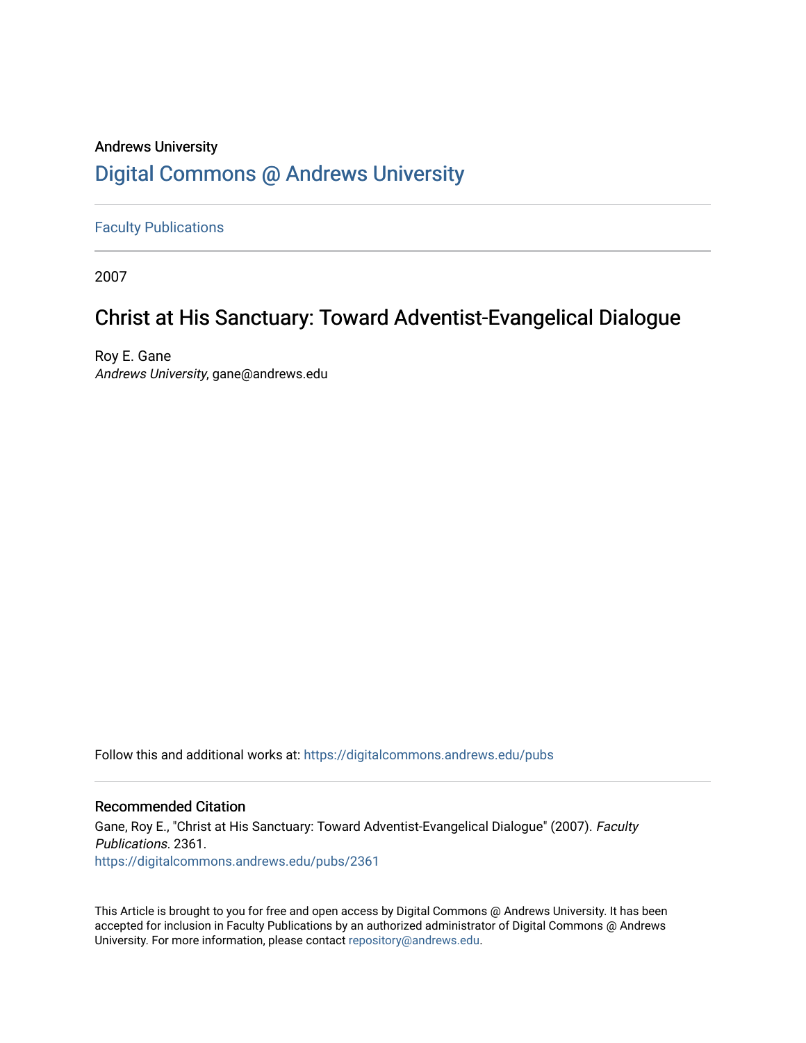Andrews University

# Digital Commons @ Andrews University

Faculty Publications

2007

## Christ at His Sanctuary: Toward Adventist-Evangelical Dialogue

Roy E. Gane
*Andrews University*, gane@andrews.edu

Follow this and additional works at: https://digitalcommons.andrews.edu/pubs

### Recommended Citation

Gane, Roy E., "Christ at His Sanctuary: Toward Adventist-Evangelical Dialogue" (2007). *Faculty Publications*. 2361.
https://digitalcommons.andrews.edu/pubs/2361

This Article is brought to you for free and open access by Digital Commons @ Andrews University. It has been accepted for inclusion in Faculty Publications by an authorized administrator of Digital Commons @ Andrews University. For more information, please contact repository@andrews.edu.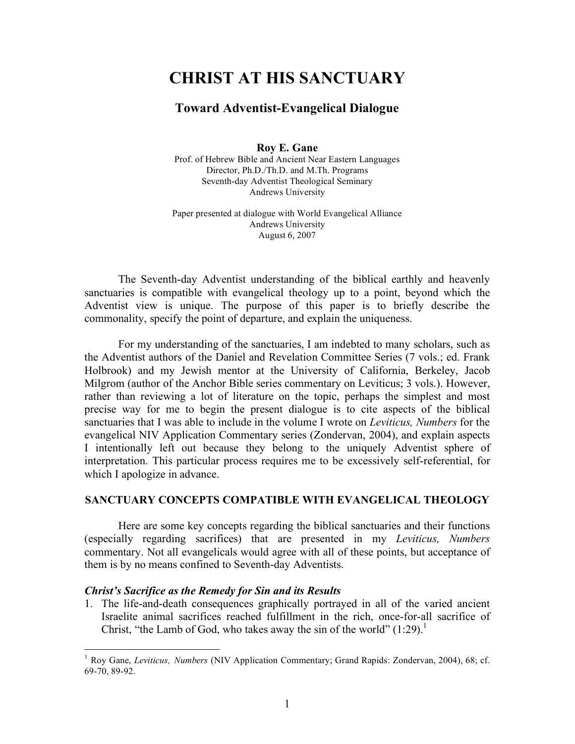# CHRIST AT HIS SANCTUARY

## Toward Adventist-Evangelical Dialogue

**Roy E. Gane**
Prof. of Hebrew Bible and Ancient Near Eastern Languages
Director, Ph.D./Th.D. and M.Th. Programs
Seventh-day Adventist Theological Seminary
Andrews University

Paper presented at dialogue with World Evangelical Alliance
Andrews University
August 6, 2007

The Seventh-day Adventist understanding of the biblical earthly and heavenly sanctuaries is compatible with evangelical theology up to a point, beyond which the Adventist view is unique. The purpose of this paper is to briefly describe the commonality, specify the point of departure, and explain the uniqueness.

For my understanding of the sanctuaries, I am indebted to many scholars, such as the Adventist authors of the Daniel and Revelation Committee Series (7 vols.; ed. Frank Holbrook) and my Jewish mentor at the University of California, Berkeley, Jacob Milgrom (author of the Anchor Bible series commentary on Leviticus; 3 vols.). However, rather than reviewing a lot of literature on the topic, perhaps the simplest and most precise way for me to begin the present dialogue is to cite aspects of the biblical sanctuaries that I was able to include in the volume I wrote on *Leviticus, Numbers* for the evangelical NIV Application Commentary series (Zondervan, 2004), and explain aspects I intentionally left out because they belong to the uniquely Adventist sphere of interpretation. This particular process requires me to be excessively self-referential, for which I apologize in advance.

### SANCTUARY CONCEPTS COMPATIBLE WITH EVANGELICAL THEOLOGY

Here are some key concepts regarding the biblical sanctuaries and their functions (especially regarding sacrifices) that are presented in my *Leviticus, Numbers* commentary. Not all evangelicals would agree with all of these points, but acceptance of them is by no means confined to Seventh-day Adventists.

#### *Christ's Sacrifice as the Remedy for Sin and its Results*

1. The life-and-death consequences graphically portrayed in all of the varied ancient Israelite animal sacrifices reached fulfillment in the rich, once-for-all sacrifice of Christ, "the Lamb of God, who takes away the sin of the world" (1:29).[1]

---

[1] Roy Gane, *Leviticus, Numbers* (NIV Application Commentary; Grand Rapids: Zondervan, 2004), 68; cf. 69-70, 89-92.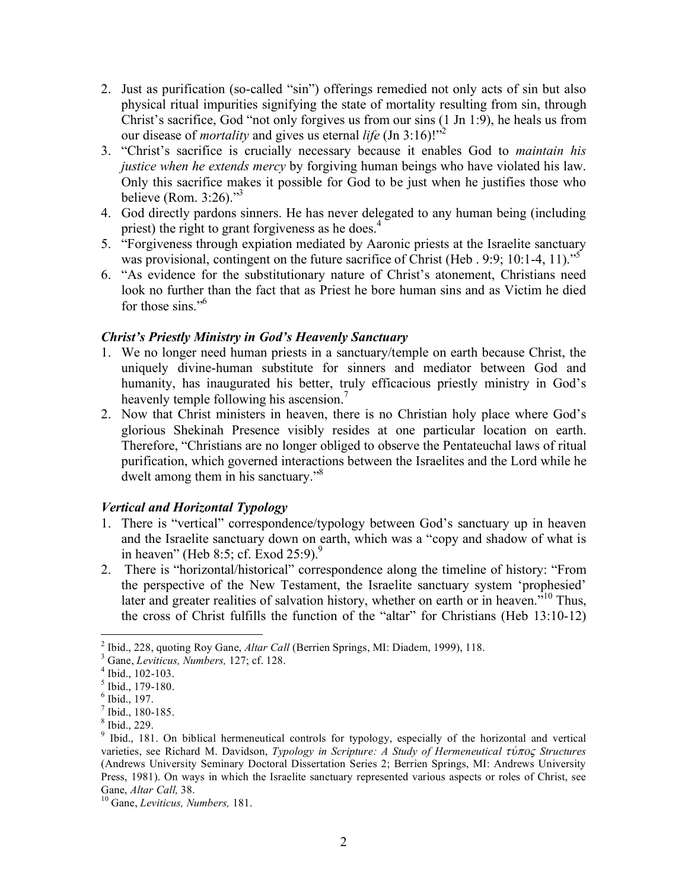2. Just as purification (so-called "sin") offerings remedied not only acts of sin but also physical ritual impurities signifying the state of mortality resulting from sin, through Christ's sacrifice, God "not only forgives us from our sins (1 Jn 1:9), he heals us from our disease of *mortality* and gives us eternal *life* (Jn 3:16)!"[2]
3. "Christ's sacrifice is crucially necessary because it enables God to *maintain his justice when he extends mercy* by forgiving human beings who have violated his law. Only this sacrifice makes it possible for God to be just when he justifies those who believe (Rom. 3:26)."[3]
4. God directly pardons sinners. He has never delegated to any human being (including priest) the right to grant forgiveness as he does.[4]
5. "Forgiveness through expiation mediated by Aaronic priests at the Israelite sanctuary was provisional, contingent on the future sacrifice of Christ (Heb . 9:9; 10:1-4, 11)."[5]
6. "As evidence for the substitutionary nature of Christ's atonement, Christians need look no further than the fact that as Priest he bore human sins and as Victim he died for those sins."[6]

### *Christ's Priestly Ministry in God's Heavenly Sanctuary*

1. We no longer need human priests in a sanctuary/temple on earth because Christ, the uniquely divine-human substitute for sinners and mediator between God and humanity, has inaugurated his better, truly efficacious priestly ministry in God's heavenly temple following his ascension.[7]
2. Now that Christ ministers in heaven, there is no Christian holy place where God's glorious Shekinah Presence visibly resides at one particular location on earth. Therefore, "Christians are no longer obliged to observe the Pentateuchal laws of ritual purification, which governed interactions between the Israelites and the Lord while he dwelt among them in his sanctuary."[8]

### *Vertical and Horizontal Typology*

1. There is "vertical" correspondence/typology between God's sanctuary up in heaven and the Israelite sanctuary down on earth, which was a "copy and shadow of what is in heaven" (Heb 8:5; cf. Exod 25:9).[9]
2. There is "horizontal/historical" correspondence along the timeline of history: "From the perspective of the New Testament, the Israelite sanctuary system 'prophesied' later and greater realities of salvation history, whether on earth or in heaven."[10] Thus, the cross of Christ fulfills the function of the "altar" for Christians (Heb 13:10-12)

---

[2] Ibid., 228, quoting Roy Gane, *Altar Call* (Berrien Springs, MI: Diadem, 1999), 118.

[3] Gane, *Leviticus, Numbers,* 127; cf. 128.

[4] Ibid., 102-103.

[5] Ibid., 179-180.

[6] Ibid., 197.

[7] Ibid., 180-185.

[8] Ibid., 229.

[9] Ibid., 181. On biblical hermeneutical controls for typology, especially of the horizontal and vertical varieties, see Richard M. Davidson, *Typology in Scripture: A Study of Hermeneutical τύπος Structures* (Andrews University Seminary Doctoral Dissertation Series 2; Berrien Springs, MI: Andrews University Press, 1981). On ways in which the Israelite sanctuary represented various aspects or roles of Christ, see Gane, *Altar Call,* 38.

[10] Gane, *Leviticus, Numbers,* 181.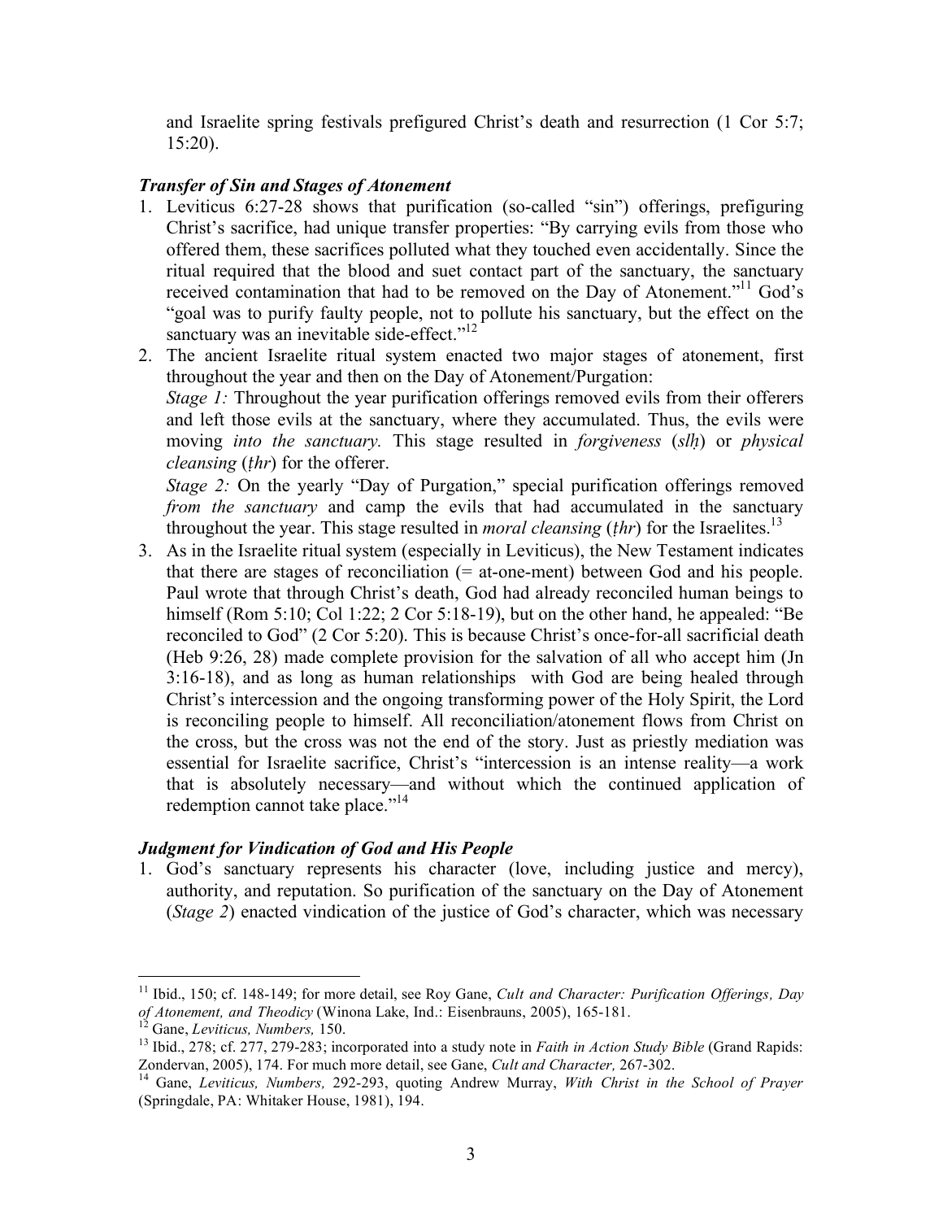and Israelite spring festivals prefigured Christ's death and resurrection (1 Cor 5:7; 15:20).

### *Transfer of Sin and Stages of Atonement*

1. Leviticus 6:27-28 shows that purification (so-called "sin") offerings, prefiguring Christ's sacrifice, had unique transfer properties: "By carrying evils from those who offered them, these sacrifices polluted what they touched even accidentally. Since the ritual required that the blood and suet contact part of the sanctuary, the sanctuary received contamination that had to be removed on the Day of Atonement."[11] God's "goal was to purify faulty people, not to pollute his sanctuary, but the effect on the sanctuary was an inevitable side-effect."[12]
2. The ancient Israelite ritual system enacted two major stages of atonement, first throughout the year and then on the Day of Atonement/Purgation:
   *Stage 1:* Throughout the year purification offerings removed evils from their offerers and left those evils at the sanctuary, where they accumulated. Thus, the evils were moving *into the sanctuary.* This stage resulted in *forgiveness* (*slḥ*) or *physical cleansing* (*ṭhr*) for the offerer.
   *Stage 2:* On the yearly "Day of Purgation," special purification offerings removed *from the sanctuary* and camp the evils that had accumulated in the sanctuary throughout the year. This stage resulted in *moral cleansing* (*ṭhr*) for the Israelites.[13]
3. As in the Israelite ritual system (especially in Leviticus), the New Testament indicates that there are stages of reconciliation (= at-one-ment) between God and his people. Paul wrote that through Christ's death, God had already reconciled human beings to himself (Rom 5:10; Col 1:22; 2 Cor 5:18-19), but on the other hand, he appealed: "Be reconciled to God" (2 Cor 5:20). This is because Christ's once-for-all sacrificial death (Heb 9:26, 28) made complete provision for the salvation of all who accept him (Jn 3:16-18), and as long as human relationships with God are being healed through Christ's intercession and the ongoing transforming power of the Holy Spirit, the Lord is reconciling people to himself. All reconciliation/atonement flows from Christ on the cross, but the cross was not the end of the story. Just as priestly mediation was essential for Israelite sacrifice, Christ's "intercession is an intense reality—a work that is absolutely necessary—and without which the continued application of redemption cannot take place."[14]

### *Judgment for Vindication of God and His People*

1. God's sanctuary represents his character (love, including justice and mercy), authority, and reputation. So purification of the sanctuary on the Day of Atonement (*Stage 2*) enacted vindication of the justice of God's character, which was necessary

---

[11] Ibid., 150; cf. 148-149; for more detail, see Roy Gane, *Cult and Character: Purification Offerings, Day of Atonement, and Theodicy* (Winona Lake, Ind.: Eisenbrauns, 2005), 165-181.

[12] Gane, *Leviticus, Numbers,* 150.

[13] Ibid., 278; cf. 277, 279-283; incorporated into a study note in *Faith in Action Study Bible* (Grand Rapids: Zondervan, 2005), 174. For much more detail, see Gane, *Cult and Character,* 267-302.

[14] Gane, *Leviticus, Numbers,* 292-293, quoting Andrew Murray, *With Christ in the School of Prayer* (Springdale, PA: Whitaker House, 1981), 194.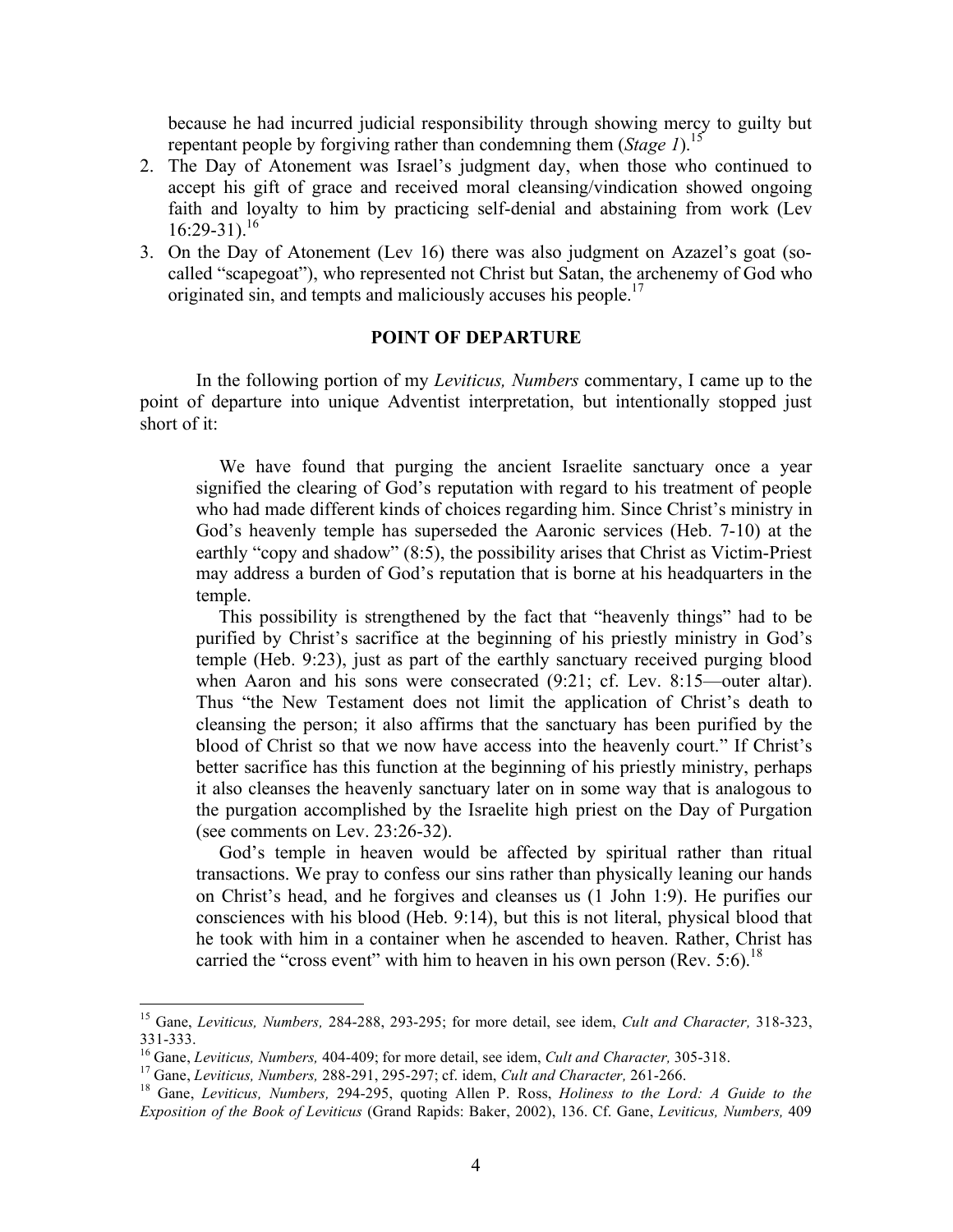because he had incurred judicial responsibility through showing mercy to guilty but repentant people by forgiving rather than condemning them (*Stage 1*).[15]

2. The Day of Atonement was Israel's judgment day, when those who continued to accept his gift of grace and received moral cleansing/vindication showed ongoing faith and loyalty to him by practicing self-denial and abstaining from work (Lev 16:29-31).[16]
3. On the Day of Atonement (Lev 16) there was also judgment on Azazel's goat (so-called "scapegoat"), who represented not Christ but Satan, the archenemy of God who originated sin, and tempts and maliciously accuses his people.[17]

## POINT OF DEPARTURE

In the following portion of my *Leviticus, Numbers* commentary, I came up to the point of departure into unique Adventist interpretation, but intentionally stopped just short of it:

> We have found that purging the ancient Israelite sanctuary once a year signified the clearing of God's reputation with regard to his treatment of people who had made different kinds of choices regarding him. Since Christ's ministry in God's heavenly temple has superseded the Aaronic services (Heb. 7-10) at the earthly "copy and shadow" (8:5), the possibility arises that Christ as Victim-Priest may address a burden of God's reputation that is borne at his headquarters in the temple.
>
> This possibility is strengthened by the fact that "heavenly things" had to be purified by Christ's sacrifice at the beginning of his priestly ministry in God's temple (Heb. 9:23), just as part of the earthly sanctuary received purging blood when Aaron and his sons were consecrated (9:21; cf. Lev. 8:15—outer altar). Thus "the New Testament does not limit the application of Christ's death to cleansing the person; it also affirms that the sanctuary has been purified by the blood of Christ so that we now have access into the heavenly court." If Christ's better sacrifice has this function at the beginning of his priestly ministry, perhaps it also cleanses the heavenly sanctuary later on in some way that is analogous to the purgation accomplished by the Israelite high priest on the Day of Purgation (see comments on Lev. 23:26-32).
>
> God's temple in heaven would be affected by spiritual rather than ritual transactions. We pray to confess our sins rather than physically leaning our hands on Christ's head, and he forgives and cleanses us (1 John 1:9). He purifies our consciences with his blood (Heb. 9:14), but this is not literal, physical blood that he took with him in a container when he ascended to heaven. Rather, Christ has carried the "cross event" with him to heaven in his own person (Rev. 5:6).[18]

---

[15] Gane, *Leviticus, Numbers,* 284-288, 293-295; for more detail, see idem, *Cult and Character,* 318-323, 331-333.

[16] Gane, *Leviticus, Numbers,* 404-409; for more detail, see idem, *Cult and Character,* 305-318.

[17] Gane, *Leviticus, Numbers,* 288-291, 295-297; cf. idem, *Cult and Character,* 261-266.

[18] Gane, *Leviticus, Numbers,* 294-295, quoting Allen P. Ross, *Holiness to the Lord: A Guide to the Exposition of the Book of Leviticus* (Grand Rapids: Baker, 2002), 136. Cf. Gane, *Leviticus, Numbers,* 409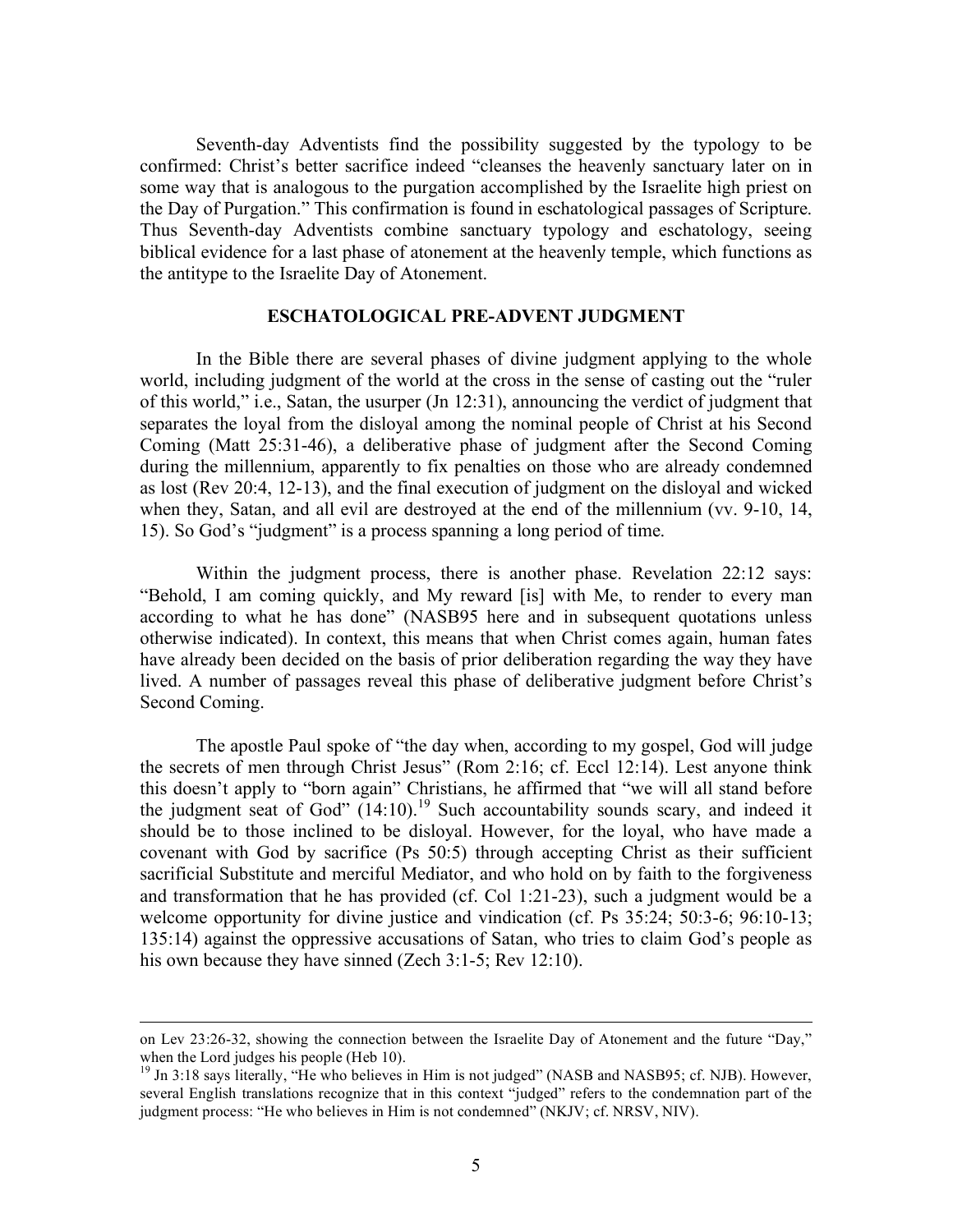Seventh-day Adventists find the possibility suggested by the typology to be confirmed: Christ's better sacrifice indeed "cleanses the heavenly sanctuary later on in some way that is analogous to the purgation accomplished by the Israelite high priest on the Day of Purgation." This confirmation is found in eschatological passages of Scripture. Thus Seventh-day Adventists combine sanctuary typology and eschatology, seeing biblical evidence for a last phase of atonement at the heavenly temple, which functions as the antitype to the Israelite Day of Atonement.

## ESCHATOLOGICAL PRE-ADVENT JUDGMENT

In the Bible there are several phases of divine judgment applying to the whole world, including judgment of the world at the cross in the sense of casting out the "ruler of this world," i.e., Satan, the usurper (Jn 12:31), announcing the verdict of judgment that separates the loyal from the disloyal among the nominal people of Christ at his Second Coming (Matt 25:31-46), a deliberative phase of judgment after the Second Coming during the millennium, apparently to fix penalties on those who are already condemned as lost (Rev 20:4, 12-13), and the final execution of judgment on the disloyal and wicked when they, Satan, and all evil are destroyed at the end of the millennium (vv. 9-10, 14, 15). So God's "judgment" is a process spanning a long period of time.

Within the judgment process, there is another phase. Revelation 22:12 says: "Behold, I am coming quickly, and My reward [is] with Me, to render to every man according to what he has done" (NASB95 here and in subsequent quotations unless otherwise indicated). In context, this means that when Christ comes again, human fates have already been decided on the basis of prior deliberation regarding the way they have lived. A number of passages reveal this phase of deliberative judgment before Christ's Second Coming.

The apostle Paul spoke of "the day when, according to my gospel, God will judge the secrets of men through Christ Jesus" (Rom 2:16; cf. Eccl 12:14). Lest anyone think this doesn't apply to "born again" Christians, he affirmed that "we will all stand before the judgment seat of God" (14:10).[19] Such accountability sounds scary, and indeed it should be to those inclined to be disloyal. However, for the loyal, who have made a covenant with God by sacrifice (Ps 50:5) through accepting Christ as their sufficient sacrificial Substitute and merciful Mediator, and who hold on by faith to the forgiveness and transformation that he has provided (cf. Col 1:21-23), such a judgment would be a welcome opportunity for divine justice and vindication (cf. Ps 35:24; 50:3-6; 96:10-13; 135:14) against the oppressive accusations of Satan, who tries to claim God's people as his own because they have sinned (Zech 3:1-5; Rev 12:10).

---

on Lev 23:26-32, showing the connection between the Israelite Day of Atonement and the future "Day," when the Lord judges his people (Heb 10).

[19] Jn 3:18 says literally, "He who believes in Him is not judged" (NASB and NASB95; cf. NJB). However, several English translations recognize that in this context "judged" refers to the condemnation part of the judgment process: "He who believes in Him is not condemned" (NKJV; cf. NRSV, NIV).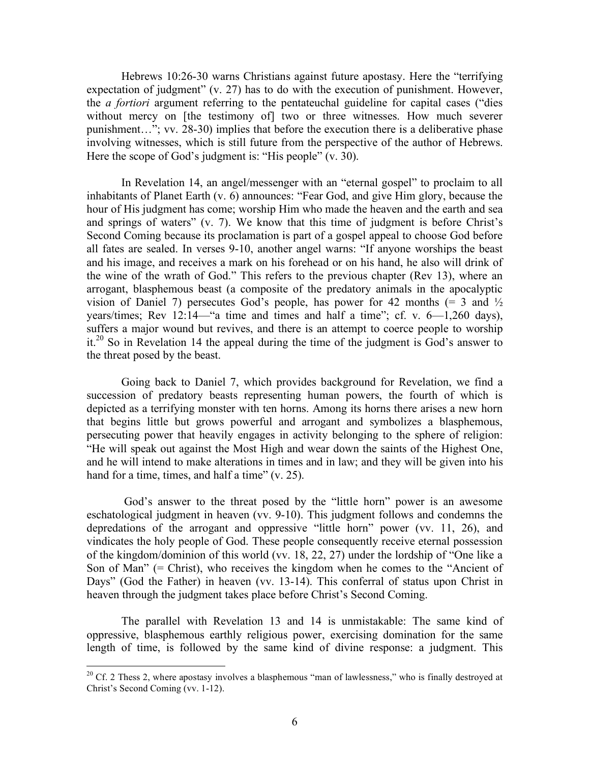Hebrews 10:26-30 warns Christians against future apostasy. Here the "terrifying expectation of judgment" (v. 27) has to do with the execution of punishment. However, the *a fortiori* argument referring to the pentateuchal guideline for capital cases ("dies without mercy on [the testimony of] two or three witnesses. How much severer punishment…"; vv. 28-30) implies that before the execution there is a deliberative phase involving witnesses, which is still future from the perspective of the author of Hebrews. Here the scope of God's judgment is: "His people" (v. 30).

In Revelation 14, an angel/messenger with an "eternal gospel" to proclaim to all inhabitants of Planet Earth (v. 6) announces: "Fear God, and give Him glory, because the hour of His judgment has come; worship Him who made the heaven and the earth and sea and springs of waters" (v. 7). We know that this time of judgment is before Christ's Second Coming because its proclamation is part of a gospel appeal to choose God before all fates are sealed. In verses 9-10, another angel warns: "If anyone worships the beast and his image, and receives a mark on his forehead or on his hand, he also will drink of the wine of the wrath of God." This refers to the previous chapter (Rev 13), where an arrogant, blasphemous beast (a composite of the predatory animals in the apocalyptic vision of Daniel 7) persecutes God's people, has power for 42 months (= 3 and ½ years/times; Rev 12:14—"a time and times and half a time"; cf. v. 6—1,260 days), suffers a major wound but revives, and there is an attempt to coerce people to worship it.[20] So in Revelation 14 the appeal during the time of the judgment is God's answer to the threat posed by the beast.

Going back to Daniel 7, which provides background for Revelation, we find a succession of predatory beasts representing human powers, the fourth of which is depicted as a terrifying monster with ten horns. Among its horns there arises a new horn that begins little but grows powerful and arrogant and symbolizes a blasphemous, persecuting power that heavily engages in activity belonging to the sphere of religion: "He will speak out against the Most High and wear down the saints of the Highest One, and he will intend to make alterations in times and in law; and they will be given into his hand for a time, times, and half a time" (v. 25).

God's answer to the threat posed by the "little horn" power is an awesome eschatological judgment in heaven (vv. 9-10). This judgment follows and condemns the depredations of the arrogant and oppressive "little horn" power (vv. 11, 26), and vindicates the holy people of God. These people consequently receive eternal possession of the kingdom/dominion of this world (vv. 18, 22, 27) under the lordship of "One like a Son of Man" (= Christ), who receives the kingdom when he comes to the "Ancient of Days" (God the Father) in heaven (vv. 13-14). This conferral of status upon Christ in heaven through the judgment takes place before Christ's Second Coming.

The parallel with Revelation 13 and 14 is unmistakable: The same kind of oppressive, blasphemous earthly religious power, exercising domination for the same length of time, is followed by the same kind of divine response: a judgment. This

---

[20] Cf. 2 Thess 2, where apostasy involves a blasphemous "man of lawlessness," who is finally destroyed at Christ's Second Coming (vv. 1-12).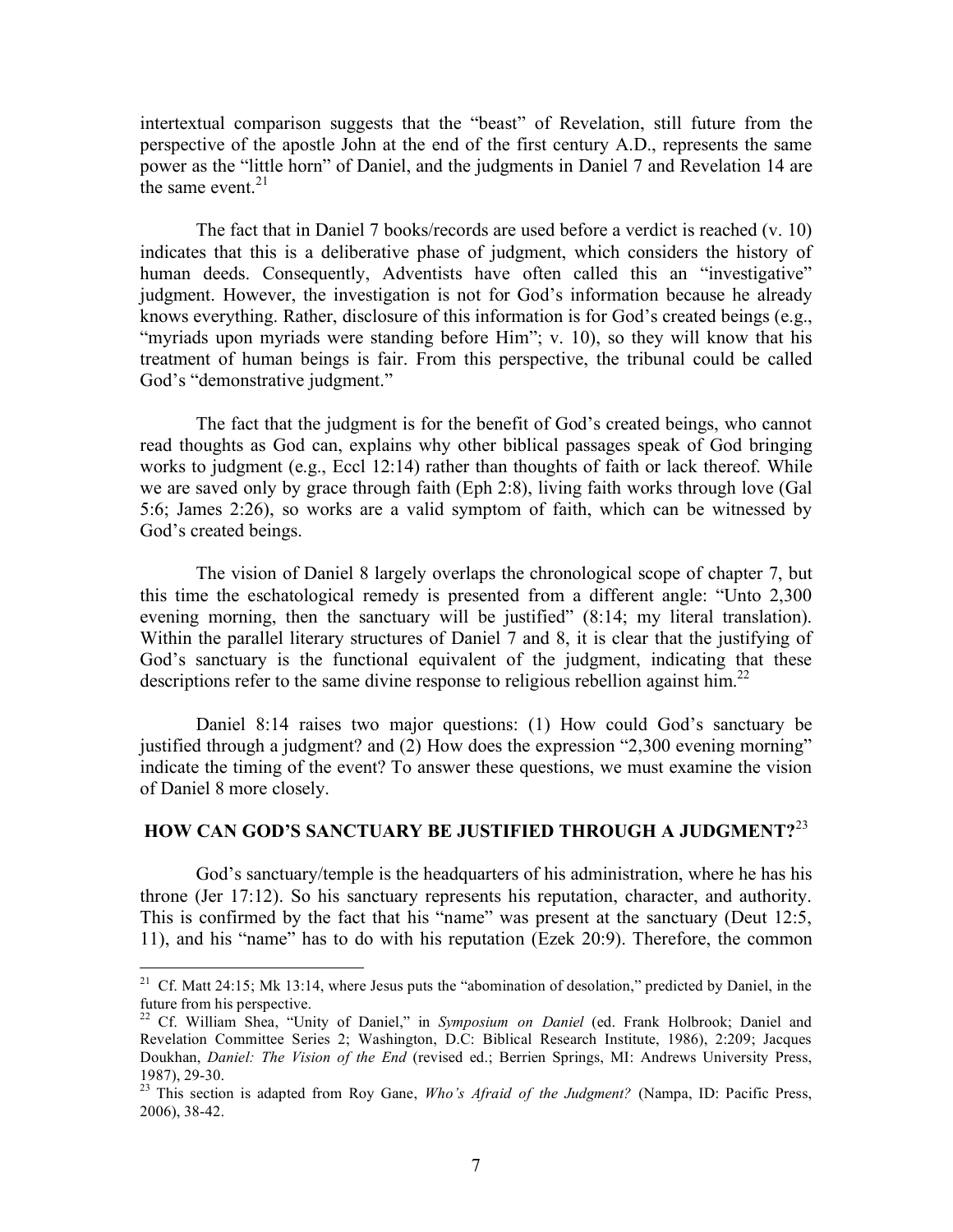intertextual comparison suggests that the "beast" of Revelation, still future from the perspective of the apostle John at the end of the first century A.D., represents the same power as the "little horn" of Daniel, and the judgments in Daniel 7 and Revelation 14 are the same event.[21]

The fact that in Daniel 7 books/records are used before a verdict is reached (v. 10) indicates that this is a deliberative phase of judgment, which considers the history of human deeds. Consequently, Adventists have often called this an "investigative" judgment. However, the investigation is not for God's information because he already knows everything. Rather, disclosure of this information is for God's created beings (e.g., "myriads upon myriads were standing before Him"; v. 10), so they will know that his treatment of human beings is fair. From this perspective, the tribunal could be called God's "demonstrative judgment."

The fact that the judgment is for the benefit of God's created beings, who cannot read thoughts as God can, explains why other biblical passages speak of God bringing works to judgment (e.g., Eccl 12:14) rather than thoughts of faith or lack thereof. While we are saved only by grace through faith (Eph 2:8), living faith works through love (Gal 5:6; James 2:26), so works are a valid symptom of faith, which can be witnessed by God's created beings.

The vision of Daniel 8 largely overlaps the chronological scope of chapter 7, but this time the eschatological remedy is presented from a different angle: "Unto 2,300 evening morning, then the sanctuary will be justified" (8:14; my literal translation). Within the parallel literary structures of Daniel 7 and 8, it is clear that the justifying of God's sanctuary is the functional equivalent of the judgment, indicating that these descriptions refer to the same divine response to religious rebellion against him.[22]

Daniel 8:14 raises two major questions: (1) How could God's sanctuary be justified through a judgment? and (2) How does the expression "2,300 evening morning" indicate the timing of the event? To answer these questions, we must examine the vision of Daniel 8 more closely.

## HOW CAN GOD'S SANCTUARY BE JUSTIFIED THROUGH A JUDGMENT?[23]

God's sanctuary/temple is the headquarters of his administration, where he has his throne (Jer 17:12). So his sanctuary represents his reputation, character, and authority. This is confirmed by the fact that his "name" was present at the sanctuary (Deut 12:5, 11), and his "name" has to do with his reputation (Ezek 20:9). Therefore, the common

---

[21] Cf. Matt 24:15; Mk 13:14, where Jesus puts the "abomination of desolation," predicted by Daniel, in the future from his perspective.

[22] Cf. William Shea, "Unity of Daniel," in *Symposium on Daniel* (ed. Frank Holbrook; Daniel and Revelation Committee Series 2; Washington, D.C: Biblical Research Institute, 1986), 2:209; Jacques Doukhan, *Daniel: The Vision of the End* (revised ed.; Berrien Springs, MI: Andrews University Press, 1987), 29-30.

[23] This section is adapted from Roy Gane, *Who's Afraid of the Judgment?* (Nampa, ID: Pacific Press, 2006), 38-42.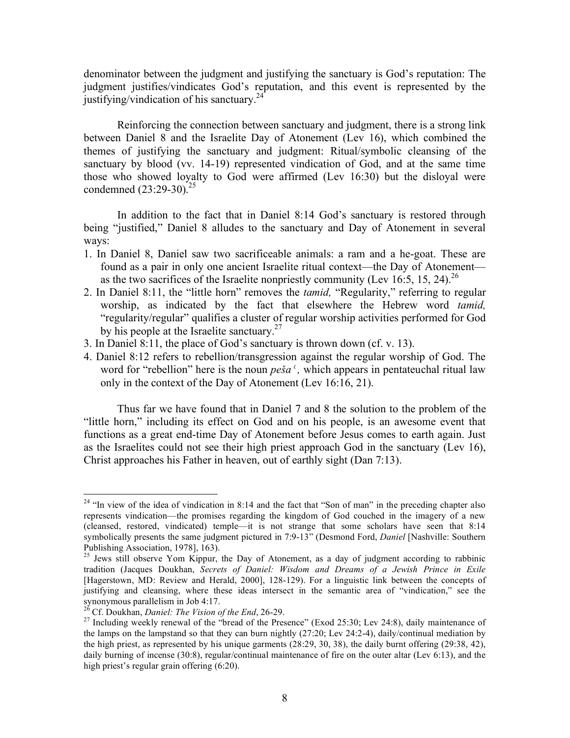denominator between the judgment and justifying the sanctuary is God's reputation: The judgment justifies/vindicates God's reputation, and this event is represented by the justifying/vindication of his sanctuary.[24]

Reinforcing the connection between sanctuary and judgment, there is a strong link between Daniel 8 and the Israelite Day of Atonement (Lev 16), which combined the themes of justifying the sanctuary and judgment: Ritual/symbolic cleansing of the sanctuary by blood (vv. 14-19) represented vindication of God, and at the same time those who showed loyalty to God were affirmed (Lev 16:30) but the disloyal were condemned (23:29-30).[25]

In addition to the fact that in Daniel 8:14 God's sanctuary is restored through being "justified," Daniel 8 alludes to the sanctuary and Day of Atonement in several ways:

1. In Daniel 8, Daniel saw two sacrificeable animals: a ram and a he-goat. These are found as a pair in only one ancient Israelite ritual context—the Day of Atonement—as the two sacrifices of the Israelite nonpriestly community (Lev 16:5, 15, 24).[26]
2. In Daniel 8:11, the "little horn" removes the *tamid,* "Regularity," referring to regular worship, as indicated by the fact that elsewhere the Hebrew word *tamid,* "regularity/regular" qualifies a cluster of regular worship activities performed for God by his people at the Israelite sanctuary.[27]
3. In Daniel 8:11, the place of God's sanctuary is thrown down (cf. v. 13).
4. Daniel 8:12 refers to rebellion/transgression against the regular worship of God. The word for "rebellion" here is the noun *peša*ʿ*,* which appears in pentateuchal ritual law only in the context of the Day of Atonement (Lev 16:16, 21).

Thus far we have found that in Daniel 7 and 8 the solution to the problem of the "little horn," including its effect on God and on his people, is an awesome event that functions as a great end-time Day of Atonement before Jesus comes to earth again. Just as the Israelites could not see their high priest approach God in the sanctuary (Lev 16), Christ approaches his Father in heaven, out of earthly sight (Dan 7:13).

---

[24] "In view of the idea of vindication in 8:14 and the fact that "Son of man" in the preceding chapter also represents vindication—the promises regarding the kingdom of God couched in the imagery of a new (cleansed, restored, vindicated) temple—it is not strange that some scholars have seen that 8:14 symbolically presents the same judgment pictured in 7:9-13" (Desmond Ford, *Daniel* [Nashville: Southern Publishing Association, 1978], 163).

[25] Jews still observe Yom Kippur, the Day of Atonement, as a day of judgment according to rabbinic tradition (Jacques Doukhan, *Secrets of Daniel: Wisdom and Dreams of a Jewish Prince in Exile* [Hagerstown, MD: Review and Herald, 2000], 128-129). For a linguistic link between the concepts of justifying and cleansing, where these ideas intersect in the semantic area of "vindication," see the synonymous parallelism in Job 4:17.

[26] Cf. Doukhan, *Daniel: The Vision of the End*, 26-29.

[27] Including weekly renewal of the "bread of the Presence" (Exod 25:30; Lev 24:8), daily maintenance of the lamps on the lampstand so that they can burn nightly (27:20; Lev 24:2-4), daily/continual mediation by the high priest, as represented by his unique garments (28:29, 30, 38), the daily burnt offering (29:38, 42), daily burning of incense (30:8), regular/continual maintenance of fire on the outer altar (Lev 6:13), and the high priest's regular grain offering (6:20).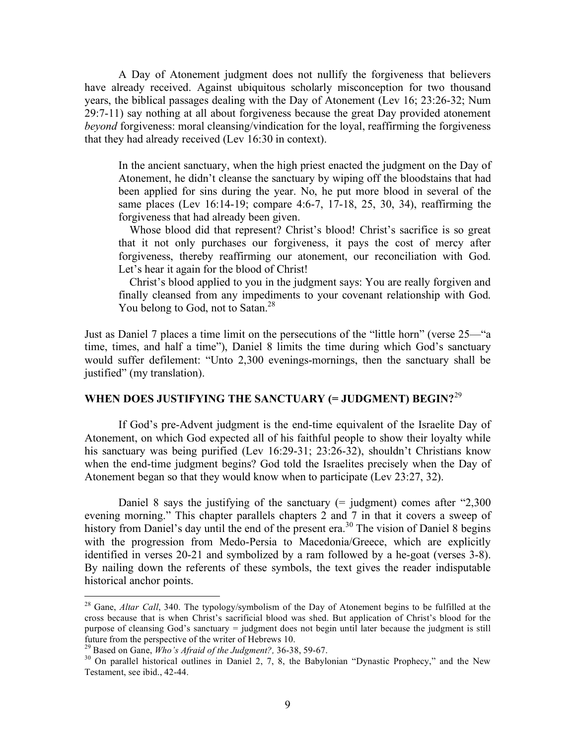A Day of Atonement judgment does not nullify the forgiveness that believers have already received. Against ubiquitous scholarly misconception for two thousand years, the biblical passages dealing with the Day of Atonement (Lev 16; 23:26-32; Num 29:7-11) say nothing at all about forgiveness because the great Day provided atonement *beyond* forgiveness: moral cleansing/vindication for the loyal, reaffirming the forgiveness that they had already received (Lev 16:30 in context).

> In the ancient sanctuary, when the high priest enacted the judgment on the Day of Atonement, he didn't cleanse the sanctuary by wiping off the bloodstains that had been applied for sins during the year. No, he put more blood in several of the same places (Lev 16:14-19; compare 4:6-7, 17-18, 25, 30, 34), reaffirming the forgiveness that had already been given.
>
> Whose blood did that represent? Christ's blood! Christ's sacrifice is so great that it not only purchases our forgiveness, it pays the cost of mercy after forgiveness, thereby reaffirming our atonement, our reconciliation with God. Let's hear it again for the blood of Christ!
>
> Christ's blood applied to you in the judgment says: You are really forgiven and finally cleansed from any impediments to your covenant relationship with God. You belong to God, not to Satan.[28]

Just as Daniel 7 places a time limit on the persecutions of the "little horn" (verse 25—"a time, times, and half a time"), Daniel 8 limits the time during which God's sanctuary would suffer defilement: "Unto 2,300 evenings-mornings, then the sanctuary shall be justified" (my translation).

## WHEN DOES JUSTIFYING THE SANCTUARY (= JUDGMENT) BEGIN?[29]

If God's pre-Advent judgment is the end-time equivalent of the Israelite Day of Atonement, on which God expected all of his faithful people to show their loyalty while his sanctuary was being purified (Lev 16:29-31; 23:26-32), shouldn't Christians know when the end-time judgment begins? God told the Israelites precisely when the Day of Atonement began so that they would know when to participate (Lev 23:27, 32).

Daniel 8 says the justifying of the sanctuary (= judgment) comes after "2,300 evening morning." This chapter parallels chapters 2 and 7 in that it covers a sweep of history from Daniel's day until the end of the present era.[30] The vision of Daniel 8 begins with the progression from Medo-Persia to Macedonia/Greece, which are explicitly identified in verses 20-21 and symbolized by a ram followed by a he-goat (verses 3-8). By nailing down the referents of these symbols, the text gives the reader indisputable historical anchor points.

---

[28] Gane, *Altar Call*, 340. The typology/symbolism of the Day of Atonement begins to be fulfilled at the cross because that is when Christ's sacrificial blood was shed. But application of Christ's blood for the purpose of cleansing God's sanctuary = judgment does not begin until later because the judgment is still future from the perspective of the writer of Hebrews 10.

[29] Based on Gane, *Who's Afraid of the Judgment?,* 36-38, 59-67.

[30] On parallel historical outlines in Daniel 2, 7, 8, the Babylonian "Dynastic Prophecy," and the New Testament, see ibid., 42-44.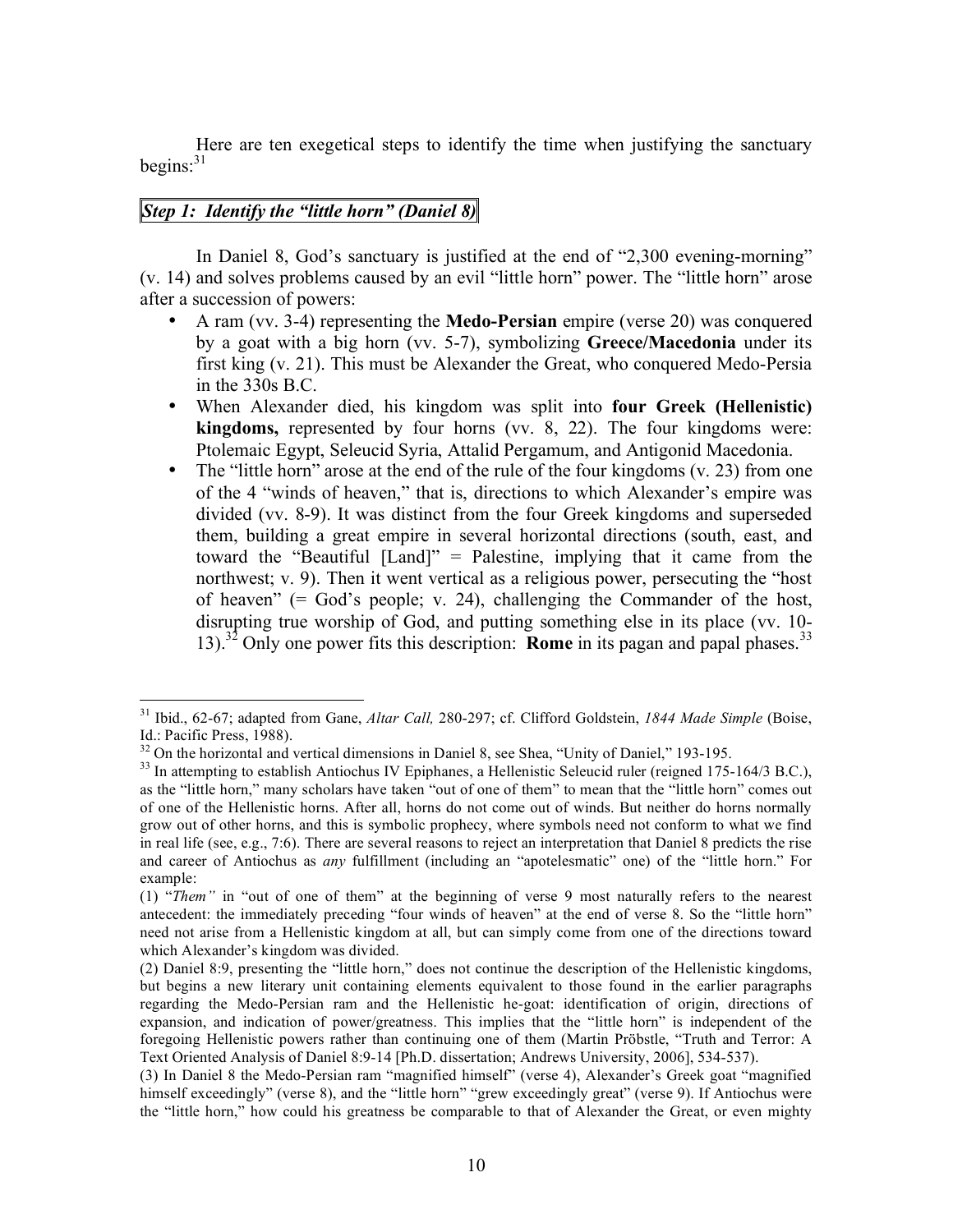Here are ten exegetical steps to identify the time when justifying the sanctuary begins:[31]

### *Step 1: Identify the "little horn" (Daniel 8)*

In Daniel 8, God's sanctuary is justified at the end of "2,300 evening-morning" (v. 14) and solves problems caused by an evil "little horn" power. The "little horn" arose after a succession of powers:

- A ram (vv. 3-4) representing the **Medo-Persian** empire (verse 20) was conquered by a goat with a big horn (vv. 5-7), symbolizing **Greece/Macedonia** under its first king (v. 21). This must be Alexander the Great, who conquered Medo-Persia in the 330s B.C.
- When Alexander died, his kingdom was split into **four Greek (Hellenistic) kingdoms,** represented by four horns (vv. 8, 22). The four kingdoms were: Ptolemaic Egypt, Seleucid Syria, Attalid Pergamum, and Antigonid Macedonia.
- The "little horn" arose at the end of the rule of the four kingdoms (v. 23) from one of the 4 "winds of heaven," that is, directions to which Alexander's empire was divided (vv. 8-9). It was distinct from the four Greek kingdoms and superseded them, building a great empire in several horizontal directions (south, east, and toward the "Beautiful [Land]" = Palestine, implying that it came from the northwest; v. 9). Then it went vertical as a religious power, persecuting the "host of heaven" (= God's people; v. 24), challenging the Commander of the host, disrupting true worship of God, and putting something else in its place (vv. 10-13).[32] Only one power fits this description: **Rome** in its pagan and papal phases.[33]

---

[31] Ibid., 62-67; adapted from Gane, *Altar Call,* 280-297; cf. Clifford Goldstein, *1844 Made Simple* (Boise, Id.: Pacific Press, 1988).

[32] On the horizontal and vertical dimensions in Daniel 8, see Shea, "Unity of Daniel," 193-195.

[33] In attempting to establish Antiochus IV Epiphanes, a Hellenistic Seleucid ruler (reigned 175-164/3 B.C.), as the "little horn," many scholars have taken "out of one of them" to mean that the "little horn" comes out of one of the Hellenistic horns. After all, horns do not come out of winds. But neither do horns normally grow out of other horns, and this is symbolic prophecy, where symbols need not conform to what we find in real life (see, e.g., 7:6). There are several reasons to reject an interpretation that Daniel 8 predicts the rise and career of Antiochus as *any* fulfillment (including an "apotelesmatic" one) of the "little horn." For example:

(1) "*Them"* in "out of one of them" at the beginning of verse 9 most naturally refers to the nearest antecedent: the immediately preceding "four winds of heaven" at the end of verse 8. So the "little horn" need not arise from a Hellenistic kingdom at all, but can simply come from one of the directions toward which Alexander's kingdom was divided.

(2) Daniel 8:9, presenting the "little horn," does not continue the description of the Hellenistic kingdoms, but begins a new literary unit containing elements equivalent to those found in the earlier paragraphs regarding the Medo-Persian ram and the Hellenistic he-goat: identification of origin, directions of expansion, and indication of power/greatness. This implies that the "little horn" is independent of the foregoing Hellenistic powers rather than continuing one of them (Martin Pröbstle, "Truth and Terror: A Text Oriented Analysis of Daniel 8:9-14 [Ph.D. dissertation; Andrews University, 2006], 534-537).

(3) In Daniel 8 the Medo-Persian ram "magnified himself" (verse 4), Alexander's Greek goat "magnified himself exceedingly" (verse 8), and the "little horn" "grew exceedingly great" (verse 9). If Antiochus were the "little horn," how could his greatness be comparable to that of Alexander the Great, or even mighty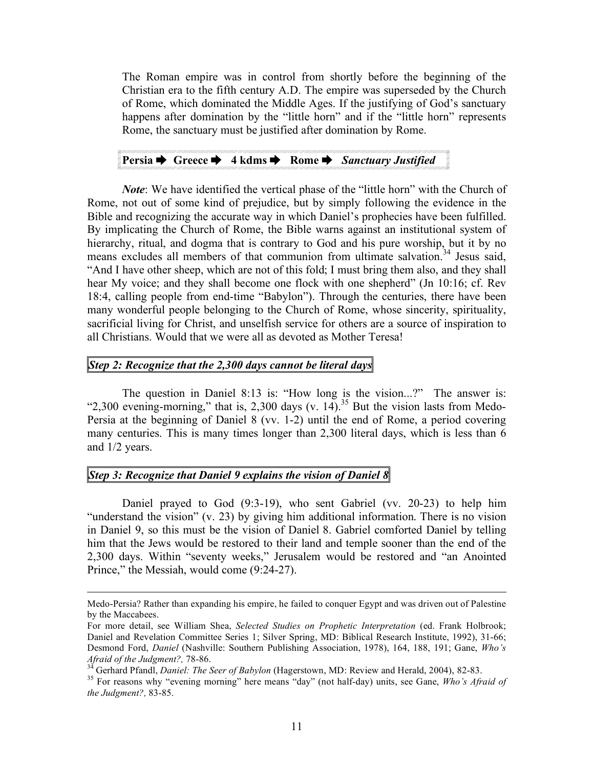The Roman empire was in control from shortly before the beginning of the Christian era to the fifth century A.D. The empire was superseded by the Church of Rome, which dominated the Middle Ages. If the justifying of God's sanctuary happens after domination by the "little horn" and if the "little horn" represents Rome, the sanctuary must be justified after domination by Rome.

**Persia ➡ Greece ➡ 4 kdms ➡ Rome ➡** ***Sanctuary Justified***

***Note***: We have identified the vertical phase of the "little horn" with the Church of Rome, not out of some kind of prejudice, but by simply following the evidence in the Bible and recognizing the accurate way in which Daniel's prophecies have been fulfilled. By implicating the Church of Rome, the Bible warns against an institutional system of hierarchy, ritual, and dogma that is contrary to God and his pure worship, but it by no means excludes all members of that communion from ultimate salvation.[34] Jesus said, "And I have other sheep, which are not of this fold; I must bring them also, and they shall hear My voice; and they shall become one flock with one shepherd" (Jn 10:16; cf. Rev 18:4, calling people from end-time "Babylon"). Through the centuries, there have been many wonderful people belonging to the Church of Rome, whose sincerity, spirituality, sacrificial living for Christ, and unselfish service for others are a source of inspiration to all Christians. Would that we were all as devoted as Mother Teresa!

***Step 2: Recognize that the 2,300 days cannot be literal days***

The question in Daniel 8:13 is: "How long is the vision...?" The answer is: "2,300 evening-morning," that is, 2,300 days (v. 14).[35] But the vision lasts from Medo-Persia at the beginning of Daniel 8 (vv. 1-2) until the end of Rome, a period covering many centuries. This is many times longer than 2,300 literal days, which is less than 6 and 1/2 years.

***Step 3: Recognize that Daniel 9 explains the vision of Daniel 8***

Daniel prayed to God (9:3-19), who sent Gabriel (vv. 20-23) to help him "understand the vision" (v. 23) by giving him additional information. There is no vision in Daniel 9, so this must be the vision of Daniel 8. Gabriel comforted Daniel by telling him that the Jews would be restored to their land and temple sooner than the end of the 2,300 days. Within "seventy weeks," Jerusalem would be restored and "an Anointed Prince," the Messiah, would come (9:24-27).

---

Medo-Persia? Rather than expanding his empire, he failed to conquer Egypt and was driven out of Palestine by the Maccabees.

For more detail, see William Shea, *Selected Studies on Prophetic Interpretation* (ed. Frank Holbrook; Daniel and Revelation Committee Series 1; Silver Spring, MD: Biblical Research Institute, 1992), 31-66; Desmond Ford, *Daniel* (Nashville: Southern Publishing Association, 1978), 164, 188, 191; Gane, *Who's Afraid of the Judgment?,* 78-86.

[34] Gerhard Pfandl, *Daniel: The Seer of Babylon* (Hagerstown, MD: Review and Herald, 2004), 82-83.

[35] For reasons why "evening morning" here means "day" (not half-day) units, see Gane, *Who's Afraid of the Judgment?,* 83-85.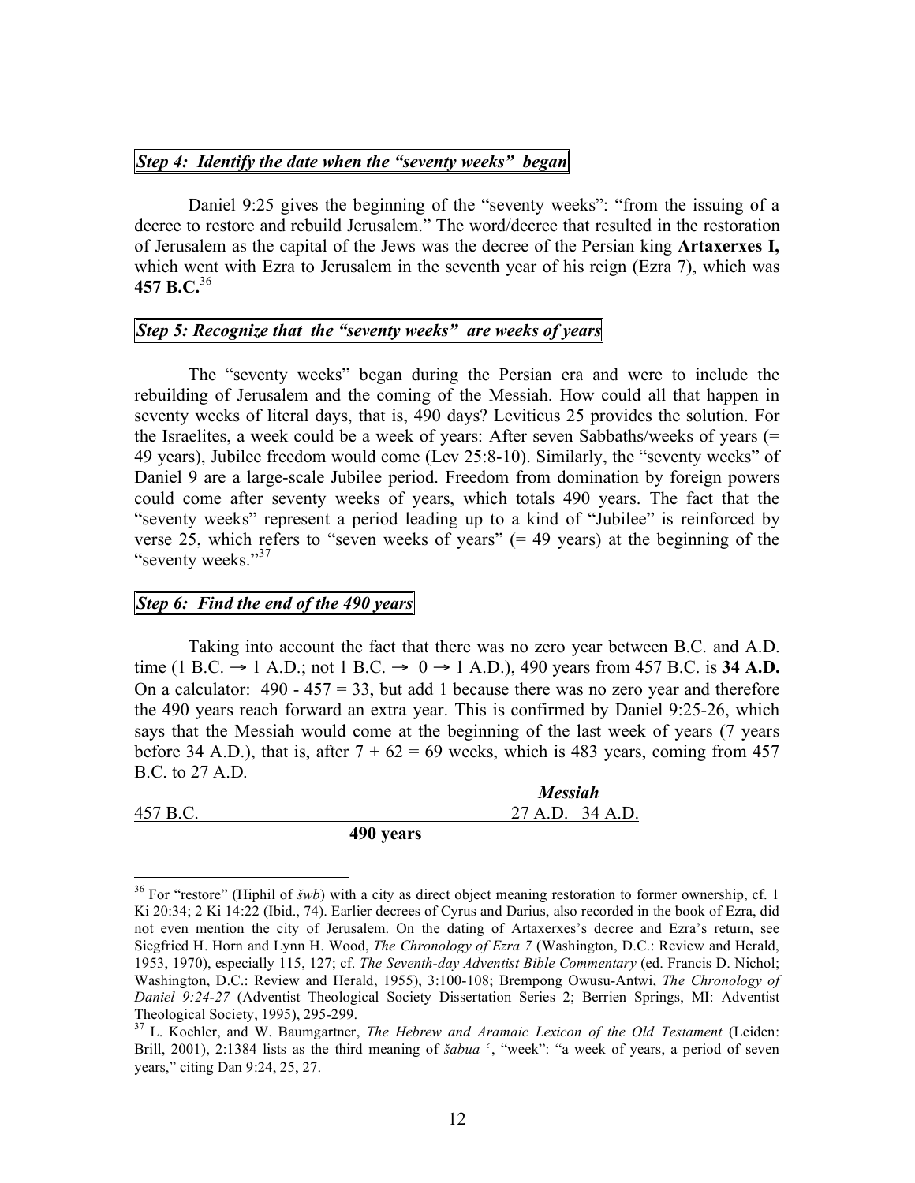### *Step 4: Identify the date when the "seventy weeks" began*

Daniel 9:25 gives the beginning of the "seventy weeks": "from the issuing of a decree to restore and rebuild Jerusalem." The word/decree that resulted in the restoration of Jerusalem as the capital of the Jews was the decree of the Persian king **Artaxerxes I,** which went with Ezra to Jerusalem in the seventh year of his reign (Ezra 7), which was **457 B.C.**[36]

### *Step 5: Recognize that the "seventy weeks" are weeks of years*

The "seventy weeks" began during the Persian era and were to include the rebuilding of Jerusalem and the coming of the Messiah. How could all that happen in seventy weeks of literal days, that is, 490 days? Leviticus 25 provides the solution. For the Israelites, a week could be a week of years: After seven Sabbaths/weeks of years (= 49 years), Jubilee freedom would come (Lev 25:8-10). Similarly, the "seventy weeks" of Daniel 9 are a large-scale Jubilee period. Freedom from domination by foreign powers could come after seventy weeks of years, which totals 490 years. The fact that the "seventy weeks" represent a period leading up to a kind of "Jubilee" is reinforced by verse 25, which refers to "seven weeks of years" (= 49 years) at the beginning of the "seventy weeks."[37]

### *Step 6: Find the end of the 490 years*

Taking into account the fact that there was no zero year between B.C. and A.D. time (1 B.C. → 1 A.D.; not 1 B.C. → 0 → 1 A.D.), 490 years from 457 B.C. is **34 A.D.** On a calculator: 490 - 457 = 33, but add 1 because there was no zero year and therefore the 490 years reach forward an extra year. This is confirmed by Daniel 9:25-26, which says that the Messiah would come at the beginning of the last week of years (7 years before 34 A.D.), that is, after 7 + 62 = 69 weeks, which is 483 years, coming from 457 B.C. to 27 A.D.

| | ***Messiah*** | |
|---|---|---|
| 457 B.C. | 27 A.D. | 34 A.D. |
| | **490 years** | |

---

[36] For "restore" (Hiphil of *šwb*) with a city as direct object meaning restoration to former ownership, cf. 1 Ki 20:34; 2 Ki 14:22 (Ibid., 74). Earlier decrees of Cyrus and Darius, also recorded in the book of Ezra, did not even mention the city of Jerusalem. On the dating of Artaxerxes's decree and Ezra's return, see Siegfried H. Horn and Lynn H. Wood, *The Chronology of Ezra 7* (Washington, D.C.: Review and Herald, 1953, 1970), especially 115, 127; cf. *The Seventh-day Adventist Bible Commentary* (ed. Francis D. Nichol; Washington, D.C.: Review and Herald, 1955), 3:100-108; Brempong Owusu-Antwi, *The Chronology of Daniel 9:24-27* (Adventist Theological Society Dissertation Series 2; Berrien Springs, MI: Adventist Theological Society, 1995), 295-299.

[37] L. Koehler, and W. Baumgartner, *The Hebrew and Aramaic Lexicon of the Old Testament* (Leiden: Brill, 2001), 2:1384 lists as the third meaning of *šabua ʿ*, "week": "a week of years, a period of seven years," citing Dan 9:24, 25, 27.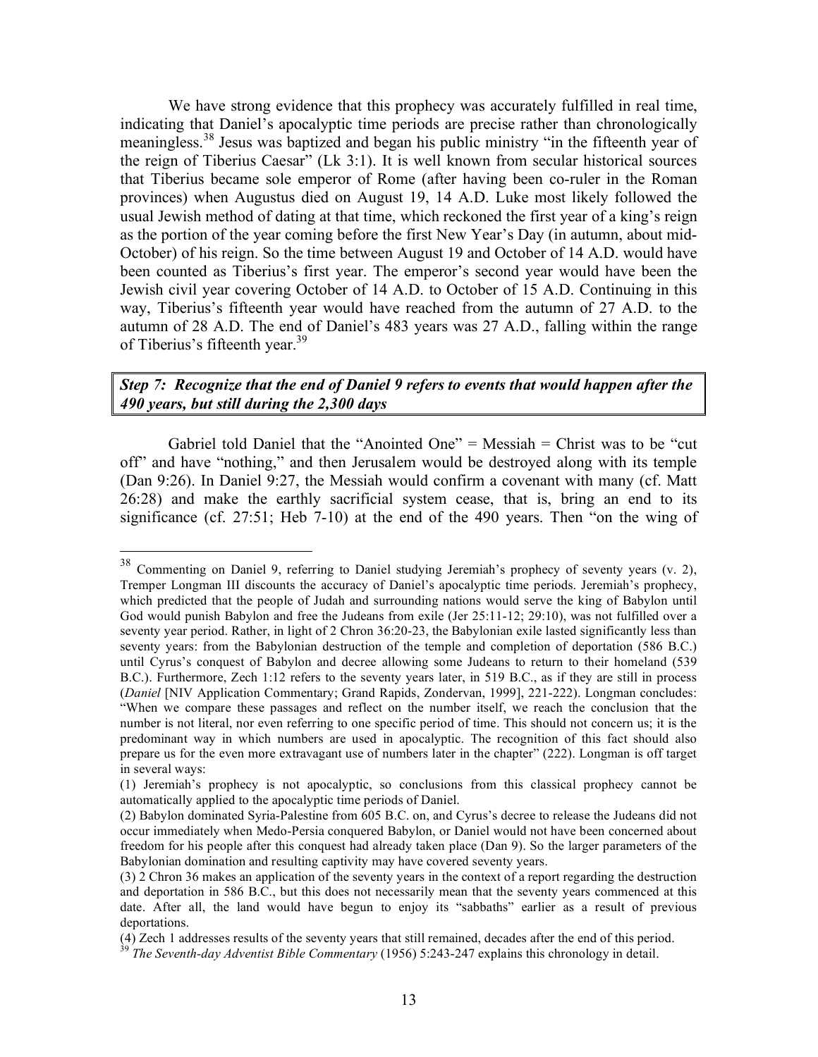We have strong evidence that this prophecy was accurately fulfilled in real time, indicating that Daniel's apocalyptic time periods are precise rather than chronologically meaningless.[38] Jesus was baptized and began his public ministry "in the fifteenth year of the reign of Tiberius Caesar" (Lk 3:1). It is well known from secular historical sources that Tiberius became sole emperor of Rome (after having been co-ruler in the Roman provinces) when Augustus died on August 19, 14 A.D. Luke most likely followed the usual Jewish method of dating at that time, which reckoned the first year of a king's reign as the portion of the year coming before the first New Year's Day (in autumn, about mid-October) of his reign. So the time between August 19 and October of 14 A.D. would have been counted as Tiberius's first year. The emperor's second year would have been the Jewish civil year covering October of 14 A.D. to October of 15 A.D. Continuing in this way, Tiberius's fifteenth year would have reached from the autumn of 27 A.D. to the autumn of 28 A.D. The end of Daniel's 483 years was 27 A.D., falling within the range of Tiberius's fifteenth year.[39]

**_Step 7: Recognize that the end of Daniel 9 refers to events that would happen after the 490 years, but still during the 2,300 days_**

Gabriel told Daniel that the "Anointed One" = Messiah = Christ was to be "cut off" and have "nothing," and then Jerusalem would be destroyed along with its temple (Dan 9:26). In Daniel 9:27, the Messiah would confirm a covenant with many (cf. Matt 26:28) and make the earthly sacrificial system cease, that is, bring an end to its significance (cf. 27:51; Heb 7-10) at the end of the 490 years. Then "on the wing of

---

[38] Commenting on Daniel 9, referring to Daniel studying Jeremiah's prophecy of seventy years (v. 2), Tremper Longman III discounts the accuracy of Daniel's apocalyptic time periods. Jeremiah's prophecy, which predicted that the people of Judah and surrounding nations would serve the king of Babylon until God would punish Babylon and free the Judeans from exile (Jer 25:11-12; 29:10), was not fulfilled over a seventy year period. Rather, in light of 2 Chron 36:20-23, the Babylonian exile lasted significantly less than seventy years: from the Babylonian destruction of the temple and completion of deportation (586 B.C.) until Cyrus's conquest of Babylon and decree allowing some Judeans to return to their homeland (539 B.C.). Furthermore, Zech 1:12 refers to the seventy years later, in 519 B.C., as if they are still in process (*Daniel* [NIV Application Commentary; Grand Rapids, Zondervan, 1999], 221-222). Longman concludes: "When we compare these passages and reflect on the number itself, we reach the conclusion that the number is not literal, nor even referring to one specific period of time. This should not concern us; it is the predominant way in which numbers are used in apocalyptic. The recognition of this fact should also prepare us for the even more extravagant use of numbers later in the chapter" (222). Longman is off target in several ways:

(1) Jeremiah's prophecy is not apocalyptic, so conclusions from this classical prophecy cannot be automatically applied to the apocalyptic time periods of Daniel.

(2) Babylon dominated Syria-Palestine from 605 B.C. on, and Cyrus's decree to release the Judeans did not occur immediately when Medo-Persia conquered Babylon, or Daniel would not have been concerned about freedom for his people after this conquest had already taken place (Dan 9). So the larger parameters of the Babylonian domination and resulting captivity may have covered seventy years.

(3) 2 Chron 36 makes an application of the seventy years in the context of a report regarding the destruction and deportation in 586 B.C., but this does not necessarily mean that the seventy years commenced at this date. After all, the land would have begun to enjoy its "sabbaths" earlier as a result of previous deportations.

(4) Zech 1 addresses results of the seventy years that still remained, decades after the end of this period.

[39] *The Seventh-day Adventist Bible Commentary* (1956) 5:243-247 explains this chronology in detail.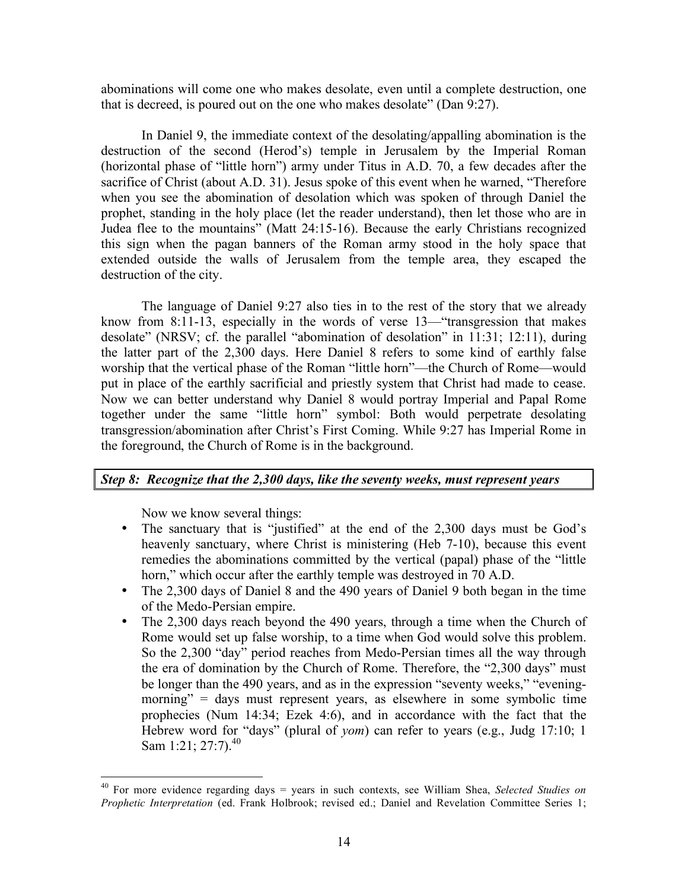abominations will come one who makes desolate, even until a complete destruction, one that is decreed, is poured out on the one who makes desolate" (Dan 9:27).

In Daniel 9, the immediate context of the desolating/appalling abomination is the destruction of the second (Herod's) temple in Jerusalem by the Imperial Roman (horizontal phase of "little horn") army under Titus in A.D. 70, a few decades after the sacrifice of Christ (about A.D. 31). Jesus spoke of this event when he warned, "Therefore when you see the abomination of desolation which was spoken of through Daniel the prophet, standing in the holy place (let the reader understand), then let those who are in Judea flee to the mountains" (Matt 24:15-16). Because the early Christians recognized this sign when the pagan banners of the Roman army stood in the holy space that extended outside the walls of Jerusalem from the temple area, they escaped the destruction of the city.

The language of Daniel 9:27 also ties in to the rest of the story that we already know from 8:11-13, especially in the words of verse 13—"transgression that makes desolate" (NRSV; cf. the parallel "abomination of desolation" in 11:31; 12:11), during the latter part of the 2,300 days. Here Daniel 8 refers to some kind of earthly false worship that the vertical phase of the Roman "little horn"—the Church of Rome—would put in place of the earthly sacrificial and priestly system that Christ had made to cease. Now we can better understand why Daniel 8 would portray Imperial and Papal Rome together under the same "little horn" symbol: Both would perpetrate desolating transgression/abomination after Christ's First Coming. While 9:27 has Imperial Rome in the foreground, the Church of Rome is in the background.

***Step 8: Recognize that the 2,300 days, like the seventy weeks, must represent years***

Now we know several things:

- The sanctuary that is "justified" at the end of the 2,300 days must be God's heavenly sanctuary, where Christ is ministering (Heb 7-10), because this event remedies the abominations committed by the vertical (papal) phase of the "little horn," which occur after the earthly temple was destroyed in 70 A.D.
- The 2,300 days of Daniel 8 and the 490 years of Daniel 9 both began in the time of the Medo-Persian empire.
- The 2,300 days reach beyond the 490 years, through a time when the Church of Rome would set up false worship, to a time when God would solve this problem. So the 2,300 "day" period reaches from Medo-Persian times all the way through the era of domination by the Church of Rome. Therefore, the "2,300 days" must be longer than the 490 years, and as in the expression "seventy weeks," "evening-morning" = days must represent years, as elsewhere in some symbolic time prophecies (Num 14:34; Ezek 4:6), and in accordance with the fact that the Hebrew word for "days" (plural of *yom*) can refer to years (e.g., Judg 17:10; 1 Sam 1:21; 27:7).[40]

---

[40] For more evidence regarding days = years in such contexts, see William Shea, *Selected Studies on Prophetic Interpretation* (ed. Frank Holbrook; revised ed.; Daniel and Revelation Committee Series 1;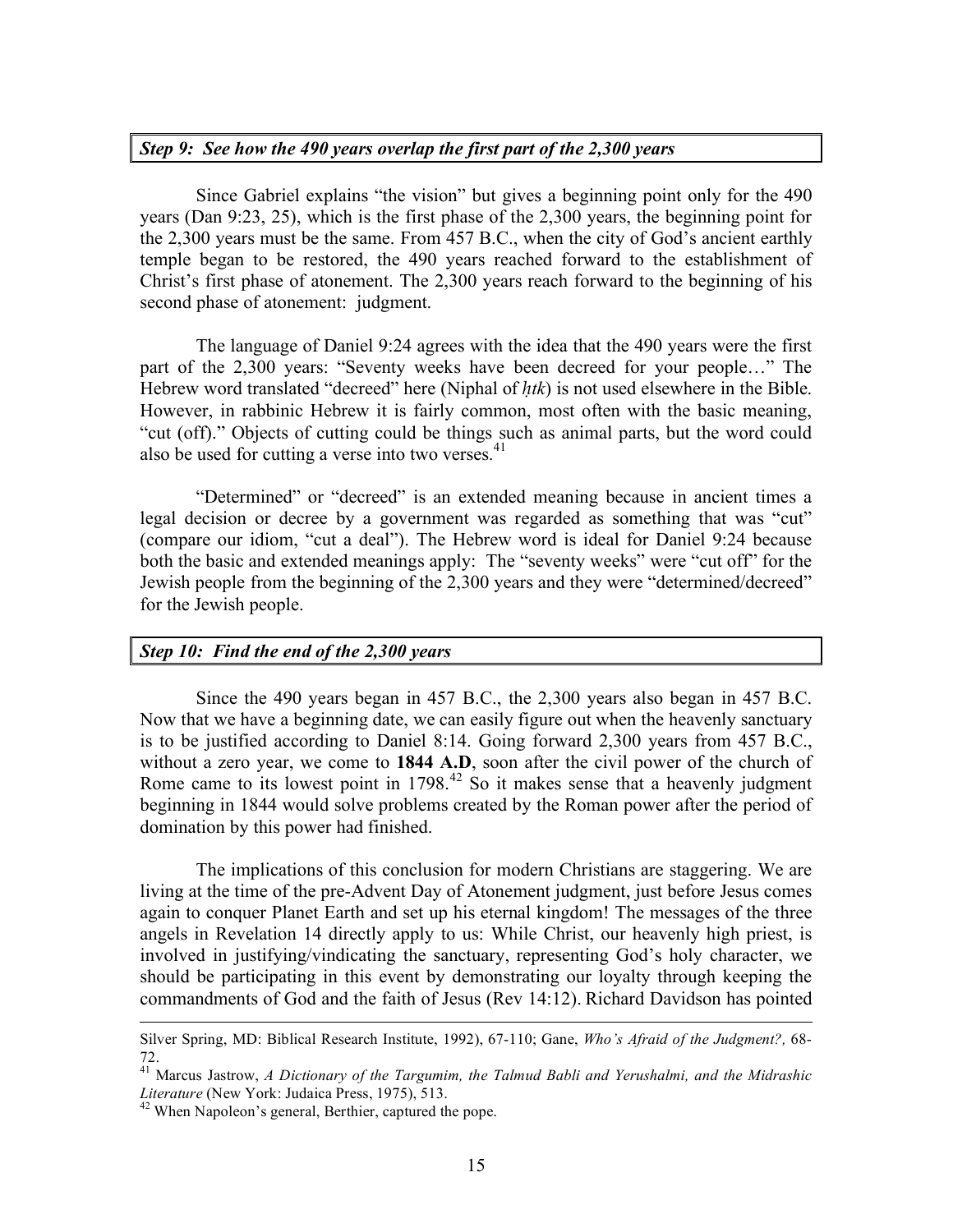### *Step 9: See how the 490 years overlap the first part of the 2,300 years*

Since Gabriel explains "the vision" but gives a beginning point only for the 490 years (Dan 9:23, 25), which is the first phase of the 2,300 years, the beginning point for the 2,300 years must be the same. From 457 B.C., when the city of God's ancient earthly temple began to be restored, the 490 years reached forward to the establishment of Christ's first phase of atonement. The 2,300 years reach forward to the beginning of his second phase of atonement: judgment.

The language of Daniel 9:24 agrees with the idea that the 490 years were the first part of the 2,300 years: "Seventy weeks have been decreed for your people…" The Hebrew word translated "decreed" here (Niphal of *ḥtk*) is not used elsewhere in the Bible. However, in rabbinic Hebrew it is fairly common, most often with the basic meaning, "cut (off)." Objects of cutting could be things such as animal parts, but the word could also be used for cutting a verse into two verses.[41]

"Determined" or "decreed" is an extended meaning because in ancient times a legal decision or decree by a government was regarded as something that was "cut" (compare our idiom, "cut a deal"). The Hebrew word is ideal for Daniel 9:24 because both the basic and extended meanings apply: The "seventy weeks" were "cut off" for the Jewish people from the beginning of the 2,300 years and they were "determined/decreed" for the Jewish people.

### *Step 10: Find the end of the 2,300 years*

Since the 490 years began in 457 B.C., the 2,300 years also began in 457 B.C. Now that we have a beginning date, we can easily figure out when the heavenly sanctuary is to be justified according to Daniel 8:14. Going forward 2,300 years from 457 B.C., without a zero year, we come to **1844 A.D**, soon after the civil power of the church of Rome came to its lowest point in 1798.[42] So it makes sense that a heavenly judgment beginning in 1844 would solve problems created by the Roman power after the period of domination by this power had finished.

The implications of this conclusion for modern Christians are staggering. We are living at the time of the pre-Advent Day of Atonement judgment, just before Jesus comes again to conquer Planet Earth and set up his eternal kingdom! The messages of the three angels in Revelation 14 directly apply to us: While Christ, our heavenly high priest, is involved in justifying/vindicating the sanctuary, representing God's holy character, we should be participating in this event by demonstrating our loyalty through keeping the commandments of God and the faith of Jesus (Rev 14:12). Richard Davidson has pointed

---

Silver Spring, MD: Biblical Research Institute, 1992), 67-110; Gane, *Who's Afraid of the Judgment?,* 68-72.

[41] Marcus Jastrow, *A Dictionary of the Targumim, the Talmud Babli and Yerushalmi, and the Midrashic Literature* (New York: Judaica Press, 1975), 513.

[42] When Napoleon's general, Berthier, captured the pope.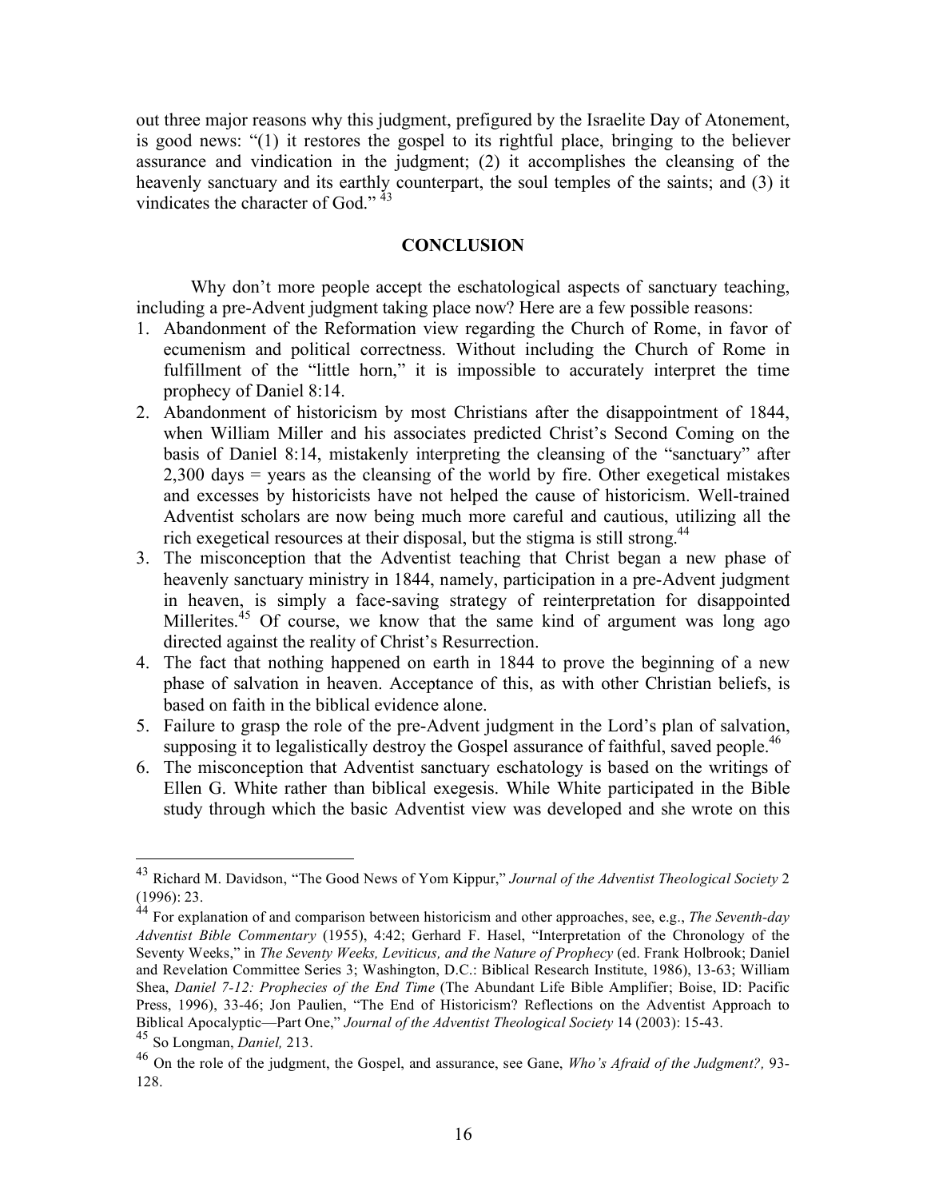out three major reasons why this judgment, prefigured by the Israelite Day of Atonement, is good news: "(1) it restores the gospel to its rightful place, bringing to the believer assurance and vindication in the judgment; (2) it accomplishes the cleansing of the heavenly sanctuary and its earthly counterpart, the soul temples of the saints; and (3) it vindicates the character of God." [43]

## CONCLUSION

Why don't more people accept the eschatological aspects of sanctuary teaching, including a pre-Advent judgment taking place now? Here are a few possible reasons:

1. Abandonment of the Reformation view regarding the Church of Rome, in favor of ecumenism and political correctness. Without including the Church of Rome in fulfillment of the "little horn," it is impossible to accurately interpret the time prophecy of Daniel 8:14.
2. Abandonment of historicism by most Christians after the disappointment of 1844, when William Miller and his associates predicted Christ's Second Coming on the basis of Daniel 8:14, mistakenly interpreting the cleansing of the "sanctuary" after 2,300 days = years as the cleansing of the world by fire. Other exegetical mistakes and excesses by historicists have not helped the cause of historicism. Well-trained Adventist scholars are now being much more careful and cautious, utilizing all the rich exegetical resources at their disposal, but the stigma is still strong.[44]
3. The misconception that the Adventist teaching that Christ began a new phase of heavenly sanctuary ministry in 1844, namely, participation in a pre-Advent judgment in heaven, is simply a face-saving strategy of reinterpretation for disappointed Millerites.[45] Of course, we know that the same kind of argument was long ago directed against the reality of Christ's Resurrection.
4. The fact that nothing happened on earth in 1844 to prove the beginning of a new phase of salvation in heaven. Acceptance of this, as with other Christian beliefs, is based on faith in the biblical evidence alone.
5. Failure to grasp the role of the pre-Advent judgment in the Lord's plan of salvation, supposing it to legalistically destroy the Gospel assurance of faithful, saved people.[46]
6. The misconception that Adventist sanctuary eschatology is based on the writings of Ellen G. White rather than biblical exegesis. While White participated in the Bible study through which the basic Adventist view was developed and she wrote on this

---

[43] Richard M. Davidson, "The Good News of Yom Kippur," *Journal of the Adventist Theological Society* 2 (1996): 23.

[44] For explanation of and comparison between historicism and other approaches, see, e.g., *The Seventh-day Adventist Bible Commentary* (1955), 4:42; Gerhard F. Hasel, "Interpretation of the Chronology of the Seventy Weeks," in *The Seventy Weeks, Leviticus, and the Nature of Prophecy* (ed. Frank Holbrook; Daniel and Revelation Committee Series 3; Washington, D.C.: Biblical Research Institute, 1986), 13-63; William Shea, *Daniel 7-12: Prophecies of the End Time* (The Abundant Life Bible Amplifier; Boise, ID: Pacific Press, 1996), 33-46; Jon Paulien, "The End of Historicism? Reflections on the Adventist Approach to Biblical Apocalyptic—Part One," *Journal of the Adventist Theological Society* 14 (2003): 15-43.

[45] So Longman, *Daniel,* 213.

[46] On the role of the judgment, the Gospel, and assurance, see Gane, *Who's Afraid of the Judgment?,* 93-128.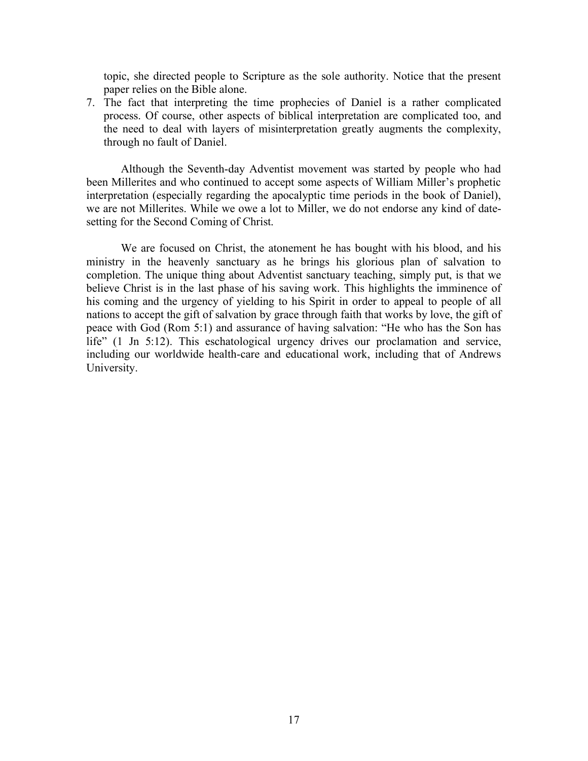topic, she directed people to Scripture as the sole authority. Notice that the present paper relies on the Bible alone.

7. The fact that interpreting the time prophecies of Daniel is a rather complicated process. Of course, other aspects of biblical interpretation are complicated too, and the need to deal with layers of misinterpretation greatly augments the complexity, through no fault of Daniel.

Although the Seventh-day Adventist movement was started by people who had been Millerites and who continued to accept some aspects of William Miller's prophetic interpretation (especially regarding the apocalyptic time periods in the book of Daniel), we are not Millerites. While we owe a lot to Miller, we do not endorse any kind of date-setting for the Second Coming of Christ.

We are focused on Christ, the atonement he has bought with his blood, and his ministry in the heavenly sanctuary as he brings his glorious plan of salvation to completion. The unique thing about Adventist sanctuary teaching, simply put, is that we believe Christ is in the last phase of his saving work. This highlights the imminence of his coming and the urgency of yielding to his Spirit in order to appeal to people of all nations to accept the gift of salvation by grace through faith that works by love, the gift of peace with God (Rom 5:1) and assurance of having salvation: "He who has the Son has life" (1 Jn 5:12). This eschatological urgency drives our proclamation and service, including our worldwide health-care and educational work, including that of Andrews University.